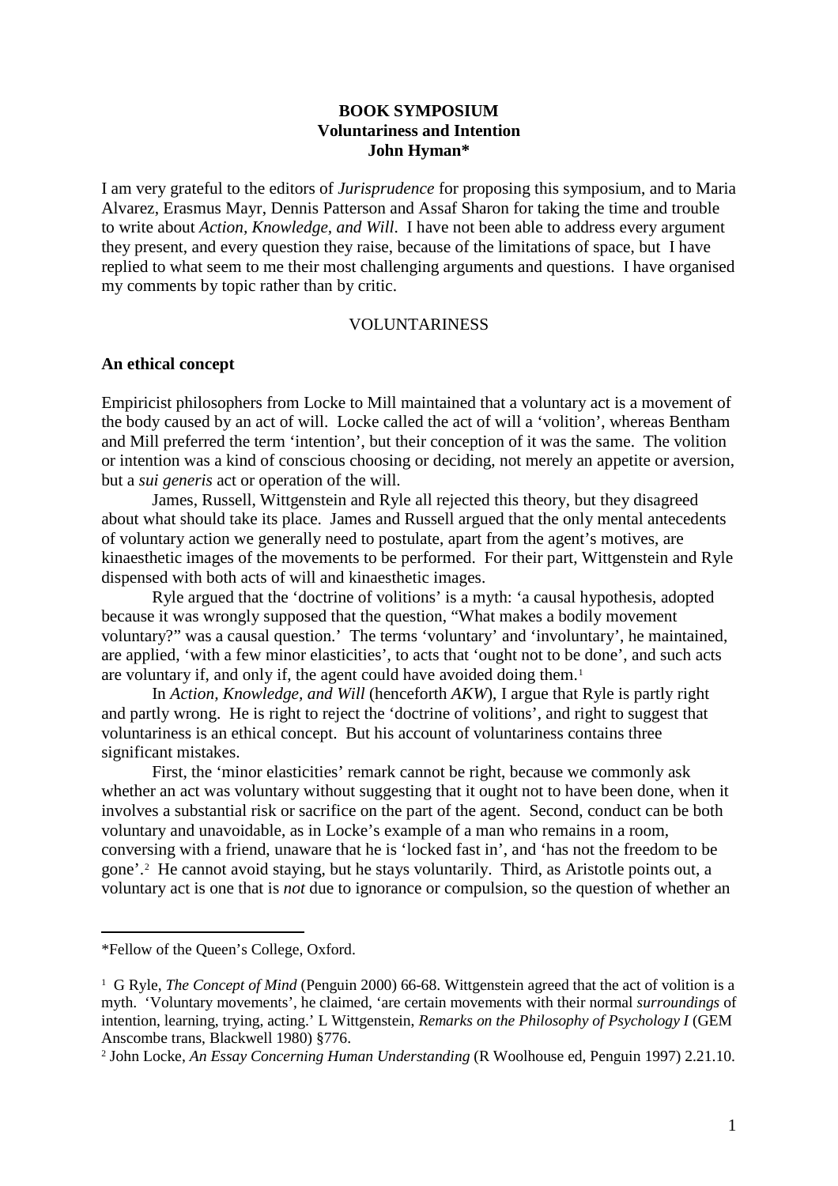**BOOK SYMPOSIUM**
**Voluntariness and Intention**
**John Hyman***

I am very grateful to the editors of *Jurisprudence* for proposing this symposium, and to Maria Alvarez, Erasmus Mayr, Dennis Patterson and Assaf Sharon for taking the time and trouble to write about *Action, Knowledge, and Will*. I have not been able to address every argument they present, and every question they raise, because of the limitations of space, but I have replied to what seem to me their most challenging arguments and questions. I have organised my comments by topic rather than by critic.

## VOLUNTARINESS

### An ethical concept

Empiricist philosophers from Locke to Mill maintained that a voluntary act is a movement of the body caused by an act of will. Locke called the act of will a 'volition', whereas Bentham and Mill preferred the term 'intention', but their conception of it was the same. The volition or intention was a kind of conscious choosing or deciding, not merely an appetite or aversion, but a *sui generis* act or operation of the will.

James, Russell, Wittgenstein and Ryle all rejected this theory, but they disagreed about what should take its place. James and Russell argued that the only mental antecedents of voluntary action we generally need to postulate, apart from the agent's motives, are kinaesthetic images of the movements to be performed. For their part, Wittgenstein and Ryle dispensed with both acts of will and kinaesthetic images.

Ryle argued that the 'doctrine of volitions' is a myth: 'a causal hypothesis, adopted because it was wrongly supposed that the question, "What makes a bodily movement voluntary?" was a causal question.' The terms 'voluntary' and 'involuntary', he maintained, are applied, 'with a few minor elasticities', to acts that 'ought not to be done', and such acts are voluntary if, and only if, the agent could have avoided doing them.[1]

In *Action, Knowledge, and Will* (henceforth *AKW*), I argue that Ryle is partly right and partly wrong. He is right to reject the 'doctrine of volitions', and right to suggest that voluntariness is an ethical concept. But his account of voluntariness contains three significant mistakes.

First, the 'minor elasticities' remark cannot be right, because we commonly ask whether an act was voluntary without suggesting that it ought not to have been done, when it involves a substantial risk or sacrifice on the part of the agent. Second, conduct can be both voluntary and unavoidable, as in Locke's example of a man who remains in a room, conversing with a friend, unaware that he is 'locked fast in', and 'has not the freedom to be gone'.[2] He cannot avoid staying, but he stays voluntarily. Third, as Aristotle points out, a voluntary act is one that is *not* due to ignorance or compulsion, so the question of whether an

---

*Fellow of the Queen's College, Oxford.

[1] G Ryle, *The Concept of Mind* (Penguin 2000) 66-68. Wittgenstein agreed that the act of volition is a myth. 'Voluntary movements', he claimed, 'are certain movements with their normal *surroundings* of intention, learning, trying, acting.' L Wittgenstein, *Remarks on the Philosophy of Psychology I* (GEM Anscombe trans, Blackwell 1980) §776.

[2] John Locke, *An Essay Concerning Human Understanding* (R Woolhouse ed, Penguin 1997) 2.21.10.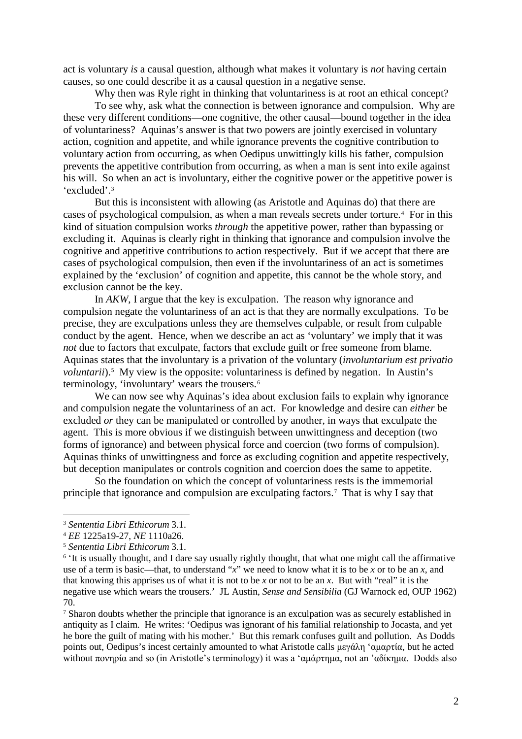act is voluntary *is* a causal question, although what makes it voluntary is *not* having certain causes, so one could describe it as a causal question in a negative sense.

Why then was Ryle right in thinking that voluntariness is at root an ethical concept?

To see why, ask what the connection is between ignorance and compulsion. Why are these very different conditions—one cognitive, the other causal—bound together in the idea of voluntariness? Aquinas's answer is that two powers are jointly exercised in voluntary action, cognition and appetite, and while ignorance prevents the cognitive contribution to voluntary action from occurring, as when Oedipus unwittingly kills his father, compulsion prevents the appetitive contribution from occurring, as when a man is sent into exile against his will. So when an act is involuntary, either the cognitive power or the appetitive power is 'excluded'.[3]

But this is inconsistent with allowing (as Aristotle and Aquinas do) that there are cases of psychological compulsion, as when a man reveals secrets under torture.[4] For in this kind of situation compulsion works *through* the appetitive power, rather than bypassing or excluding it. Aquinas is clearly right in thinking that ignorance and compulsion involve the cognitive and appetitive contributions to action respectively. But if we accept that there are cases of psychological compulsion, then even if the involuntariness of an act is sometimes explained by the 'exclusion' of cognition and appetite, this cannot be the whole story, and exclusion cannot be the key.

In *AKW*, I argue that the key is exculpation. The reason why ignorance and compulsion negate the voluntariness of an act is that they are normally exculpations. To be precise, they are exculpations unless they are themselves culpable, or result from culpable conduct by the agent. Hence, when we describe an act as 'voluntary' we imply that it was *not* due to factors that exculpate, factors that exclude guilt or free someone from blame. Aquinas states that the involuntary is a privation of the voluntary (*involuntarium est privatio voluntarii*).[5] My view is the opposite: voluntariness is defined by negation. In Austin's terminology, 'involuntary' wears the trousers.[6]

We can now see why Aquinas's idea about exclusion fails to explain why ignorance and compulsion negate the voluntariness of an act. For knowledge and desire can *either* be excluded *or* they can be manipulated or controlled by another, in ways that exculpate the agent. This is more obvious if we distinguish between unwittingness and deception (two forms of ignorance) and between physical force and coercion (two forms of compulsion). Aquinas thinks of unwittingness and force as excluding cognition and appetite respectively, but deception manipulates or controls cognition and coercion does the same to appetite.

So the foundation on which the concept of voluntariness rests is the immemorial principle that ignorance and compulsion are exculpating factors.[7] That is why I say that

---

[3] *Sententia Libri Ethicorum* 3.1.

[4] *EE* 1225a19-27, *NE* 1110a26.

[5] *Sententia Libri Ethicorum* 3.1.

[6] 'It is usually thought, and I dare say usually rightly thought, that what one might call the affirmative use of a term is basic—that, to understand "*x*" we need to know what it is to be *x* or to be an *x*, and that knowing this apprises us of what it is not to be *x* or not to be an *x*. But with "real" it is the negative use which wears the trousers.' JL Austin, *Sense and Sensibilia* (GJ Warnock ed, OUP 1962) 70.

[7] Sharon doubts whether the principle that ignorance is an exculpation was as securely established in antiquity as I claim. He writes: 'Oedipus was ignorant of his familial relationship to Jocasta, and yet he bore the guilt of mating with his mother.' But this remark confuses guilt and pollution. As Dodds points out, Oedipus's incest certainly amounted to what Aristotle calls μεγάλη 'αμαρτία, but he acted without πονηρία and so (in Aristotle's terminology) it was a 'αμάρτημα, not an 'αδίκημα. Dodds also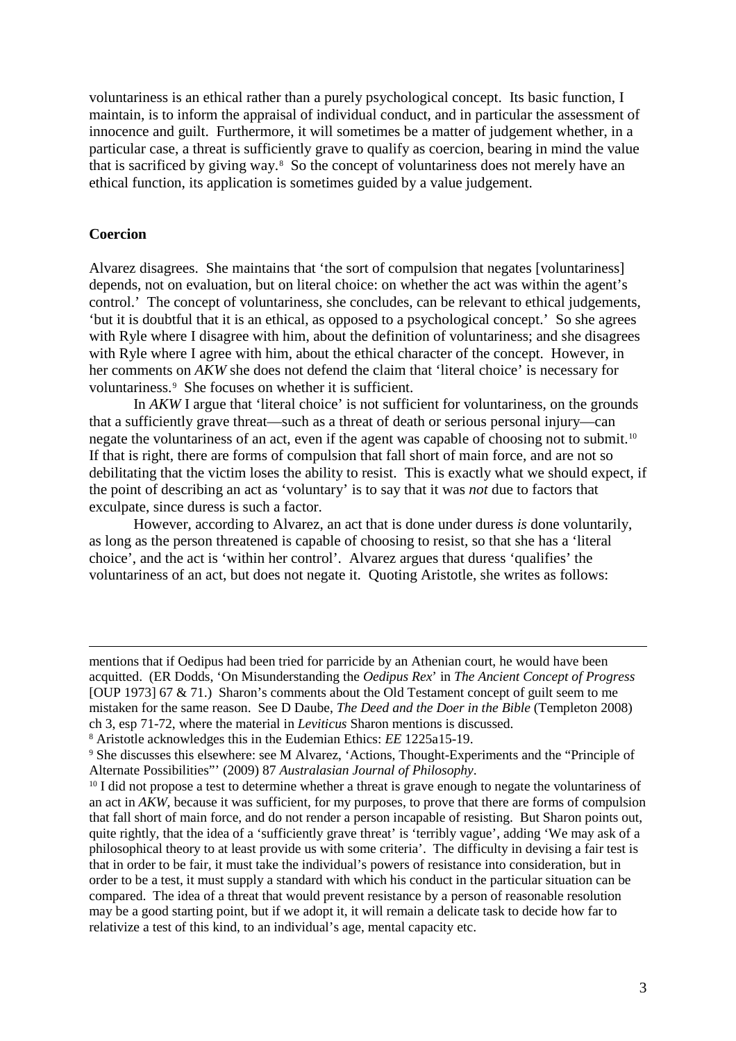voluntariness is an ethical rather than a purely psychological concept. Its basic function, I maintain, is to inform the appraisal of individual conduct, and in particular the assessment of innocence and guilt. Furthermore, it will sometimes be a matter of judgement whether, in a particular case, a threat is sufficiently grave to qualify as coercion, bearing in mind the value that is sacrificed by giving way.[8] So the concept of voluntariness does not merely have an ethical function, its application is sometimes guided by a value judgement.

## Coercion

Alvarez disagrees. She maintains that 'the sort of compulsion that negates [voluntariness] depends, not on evaluation, but on literal choice: on whether the act was within the agent's control.' The concept of voluntariness, she concludes, can be relevant to ethical judgements, 'but it is doubtful that it is an ethical, as opposed to a psychological concept.' So she agrees with Ryle where I disagree with him, about the definition of voluntariness; and she disagrees with Ryle where I agree with him, about the ethical character of the concept. However, in her comments on *AKW* she does not defend the claim that 'literal choice' is necessary for voluntariness.[9] She focuses on whether it is sufficient.

In *AKW* I argue that 'literal choice' is not sufficient for voluntariness, on the grounds that a sufficiently grave threat—such as a threat of death or serious personal injury—can negate the voluntariness of an act, even if the agent was capable of choosing not to submit.[10] If that is right, there are forms of compulsion that fall short of main force, and are not so debilitating that the victim loses the ability to resist. This is exactly what we should expect, if the point of describing an act as 'voluntary' is to say that it was *not* due to factors that exculpate, since duress is such a factor.

However, according to Alvarez, an act that is done under duress *is* done voluntarily, as long as the person threatened is capable of choosing to resist, so that she has a 'literal choice', and the act is 'within her control'. Alvarez argues that duress 'qualifies' the voluntariness of an act, but does not negate it. Quoting Aristotle, she writes as follows:

---

mentions that if Oedipus had been tried for parricide by an Athenian court, he would have been acquitted. (ER Dodds, 'On Misunderstanding the *Oedipus Rex*' in *The Ancient Concept of Progress* [OUP 1973] 67 & 71.) Sharon's comments about the Old Testament concept of guilt seem to me mistaken for the same reason. See D Daube, *The Deed and the Doer in the Bible* (Templeton 2008) ch 3, esp 71-72, where the material in *Leviticus* Sharon mentions is discussed.

[8] Aristotle acknowledges this in the Eudemian Ethics: *EE* 1225a15-19.

[9] She discusses this elsewhere: see M Alvarez, 'Actions, Thought-Experiments and the "Principle of Alternate Possibilities"' (2009) 87 *Australasian Journal of Philosophy*.

[10] I did not propose a test to determine whether a threat is grave enough to negate the voluntariness of an act in *AKW*, because it was sufficient, for my purposes, to prove that there are forms of compulsion that fall short of main force, and do not render a person incapable of resisting. But Sharon points out, quite rightly, that the idea of a 'sufficiently grave threat' is 'terribly vague', adding 'We may ask of a philosophical theory to at least provide us with some criteria'. The difficulty in devising a fair test is that in order to be fair, it must take the individual's powers of resistance into consideration, but in order to be a test, it must supply a standard with which his conduct in the particular situation can be compared. The idea of a threat that would prevent resistance by a person of reasonable resolution may be a good starting point, but if we adopt it, it will remain a delicate task to decide how far to relativize a test of this kind, to an individual's age, mental capacity etc.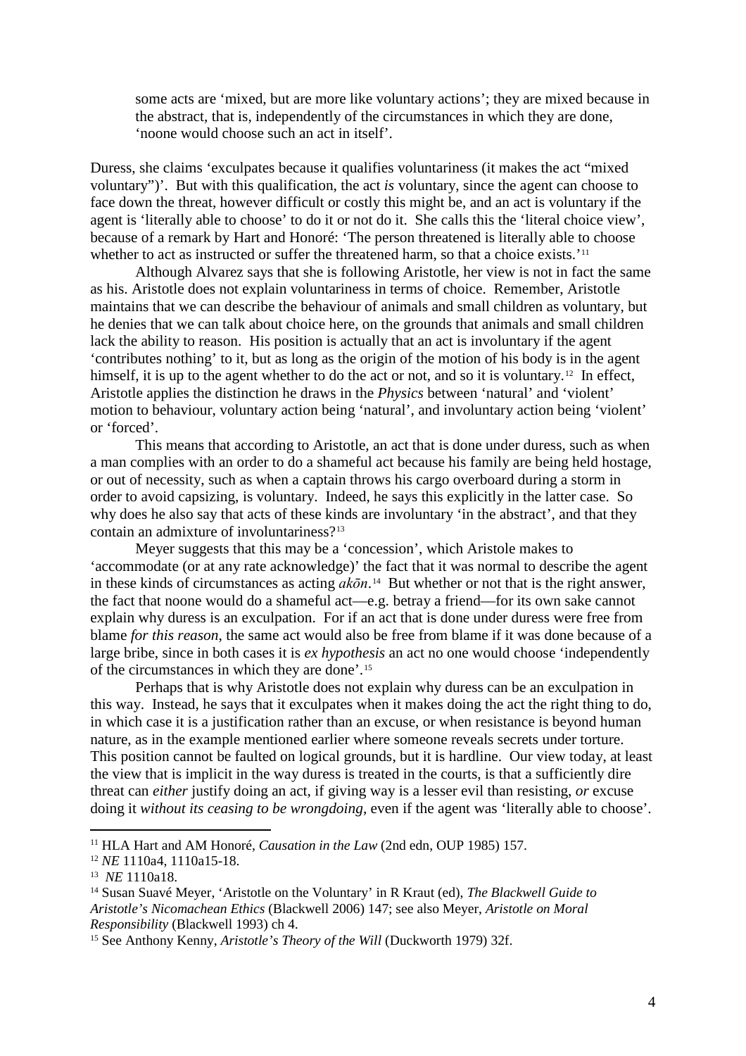> some acts are 'mixed, but are more like voluntary actions'; they are mixed because in the abstract, that is, independently of the circumstances in which they are done, 'noone would choose such an act in itself'.

Duress, she claims 'exculpates because it qualifies voluntariness (it makes the act "mixed voluntary")'. But with this qualification, the act *is* voluntary, since the agent can choose to face down the threat, however difficult or costly this might be, and an act is voluntary if the agent is 'literally able to choose' to do it or not do it. She calls this the 'literal choice view', because of a remark by Hart and Honoré: 'The person threatened is literally able to choose whether to act as instructed or suffer the threatened harm, so that a choice exists.'[11]

Although Alvarez says that she is following Aristotle, her view is not in fact the same as his. Aristotle does not explain voluntariness in terms of choice. Remember, Aristotle maintains that we can describe the behaviour of animals and small children as voluntary, but he denies that we can talk about choice here, on the grounds that animals and small children lack the ability to reason. His position is actually that an act is involuntary if the agent 'contributes nothing' to it, but as long as the origin of the motion of his body is in the agent himself, it is up to the agent whether to do the act or not, and so it is voluntary.[12] In effect, Aristotle applies the distinction he draws in the *Physics* between 'natural' and 'violent' motion to behaviour, voluntary action being 'natural', and involuntary action being 'violent' or 'forced'.

This means that according to Aristotle, an act that is done under duress, such as when a man complies with an order to do a shameful act because his family are being held hostage, or out of necessity, such as when a captain throws his cargo overboard during a storm in order to avoid capsizing, is voluntary. Indeed, he says this explicitly in the latter case. So why does he also say that acts of these kinds are involuntary 'in the abstract', and that they contain an admixture of involuntariness?[13]

Meyer suggests that this may be a 'concession', which Aristole makes to 'accommodate (or at any rate acknowledge)' the fact that it was normal to describe the agent in these kinds of circumstances as acting *akōn*.[14] But whether or not that is the right answer, the fact that noone would do a shameful act—e.g. betray a friend—for its own sake cannot explain why duress is an exculpation. For if an act that is done under duress were free from blame *for this reason*, the same act would also be free from blame if it was done because of a large bribe, since in both cases it is *ex hypothesis* an act no one would choose 'independently of the circumstances in which they are done'.[15]

Perhaps that is why Aristotle does not explain why duress can be an exculpation in this way. Instead, he says that it exculpates when it makes doing the act the right thing to do, in which case it is a justification rather than an excuse, or when resistance is beyond human nature, as in the example mentioned earlier where someone reveals secrets under torture. This position cannot be faulted on logical grounds, but it is hardline. Our view today, at least the view that is implicit in the way duress is treated in the courts, is that a sufficiently dire threat can *either* justify doing an act, if giving way is a lesser evil than resisting, *or* excuse doing it *without its ceasing to be wrongdoing*, even if the agent was 'literally able to choose'.

---

[11] HLA Hart and AM Honoré, *Causation in the Law* (2nd edn, OUP 1985) 157.

[12] *NE* 1110a4, 1110a15-18.

[13] *NE* 1110a18.

[14] Susan Suavé Meyer, 'Aristotle on the Voluntary' in R Kraut (ed), *The Blackwell Guide to Aristotle's Nicomachean Ethics* (Blackwell 2006) 147; see also Meyer, *Aristotle on Moral Responsibility* (Blackwell 1993) ch 4.

[15] See Anthony Kenny, *Aristotle's Theory of the Will* (Duckworth 1979) 32f.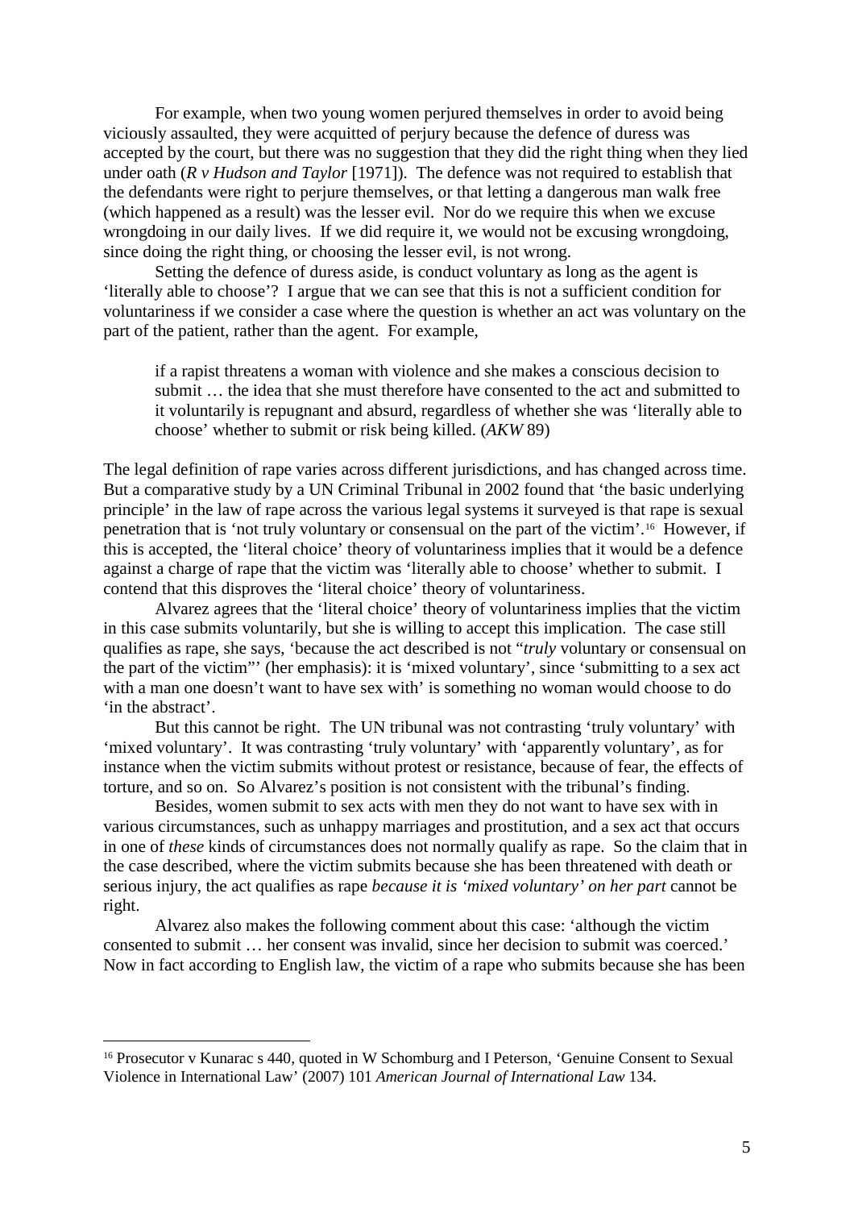For example, when two young women perjured themselves in order to avoid being viciously assaulted, they were acquitted of perjury because the defence of duress was accepted by the court, but there was no suggestion that they did the right thing when they lied under oath (*R v Hudson and Taylor* [1971]). The defence was not required to establish that the defendants were right to perjure themselves, or that letting a dangerous man walk free (which happened as a result) was the lesser evil. Nor do we require this when we excuse wrongdoing in our daily lives. If we did require it, we would not be excusing wrongdoing, since doing the right thing, or choosing the lesser evil, is not wrong.

Setting the defence of duress aside, is conduct voluntary as long as the agent is 'literally able to choose'? I argue that we can see that this is not a sufficient condition for voluntariness if we consider a case where the question is whether an act was voluntary on the part of the patient, rather than the agent. For example,

> if a rapist threatens a woman with violence and she makes a conscious decision to submit … the idea that she must therefore have consented to the act and submitted to it voluntarily is repugnant and absurd, regardless of whether she was 'literally able to choose' whether to submit or risk being killed. (*AKW* 89)

The legal definition of rape varies across different jurisdictions, and has changed across time. But a comparative study by a UN Criminal Tribunal in 2002 found that 'the basic underlying principle' in the law of rape across the various legal systems it surveyed is that rape is sexual penetration that is 'not truly voluntary or consensual on the part of the victim'.[16] However, if this is accepted, the 'literal choice' theory of voluntariness implies that it would be a defence against a charge of rape that the victim was 'literally able to choose' whether to submit. I contend that this disproves the 'literal choice' theory of voluntariness.

Alvarez agrees that the 'literal choice' theory of voluntariness implies that the victim in this case submits voluntarily, but she is willing to accept this implication. The case still qualifies as rape, she says, 'because the act described is not "*truly* voluntary or consensual on the part of the victim"' (her emphasis): it is 'mixed voluntary', since 'submitting to a sex act with a man one doesn't want to have sex with' is something no woman would choose to do 'in the abstract'.

But this cannot be right. The UN tribunal was not contrasting 'truly voluntary' with 'mixed voluntary'. It was contrasting 'truly voluntary' with 'apparently voluntary', as for instance when the victim submits without protest or resistance, because of fear, the effects of torture, and so on. So Alvarez's position is not consistent with the tribunal's finding.

Besides, women submit to sex acts with men they do not want to have sex with in various circumstances, such as unhappy marriages and prostitution, and a sex act that occurs in one of *these* kinds of circumstances does not normally qualify as rape. So the claim that in the case described, where the victim submits because she has been threatened with death or serious injury, the act qualifies as rape *because it is 'mixed voluntary' on her part* cannot be right.

Alvarez also makes the following comment about this case: 'although the victim consented to submit … her consent was invalid, since her decision to submit was coerced.' Now in fact according to English law, the victim of a rape who submits because she has been

---

[16] Prosecutor v Kunarac s 440, quoted in W Schomburg and I Peterson, 'Genuine Consent to Sexual Violence in International Law' (2007) 101 *American Journal of International Law* 134.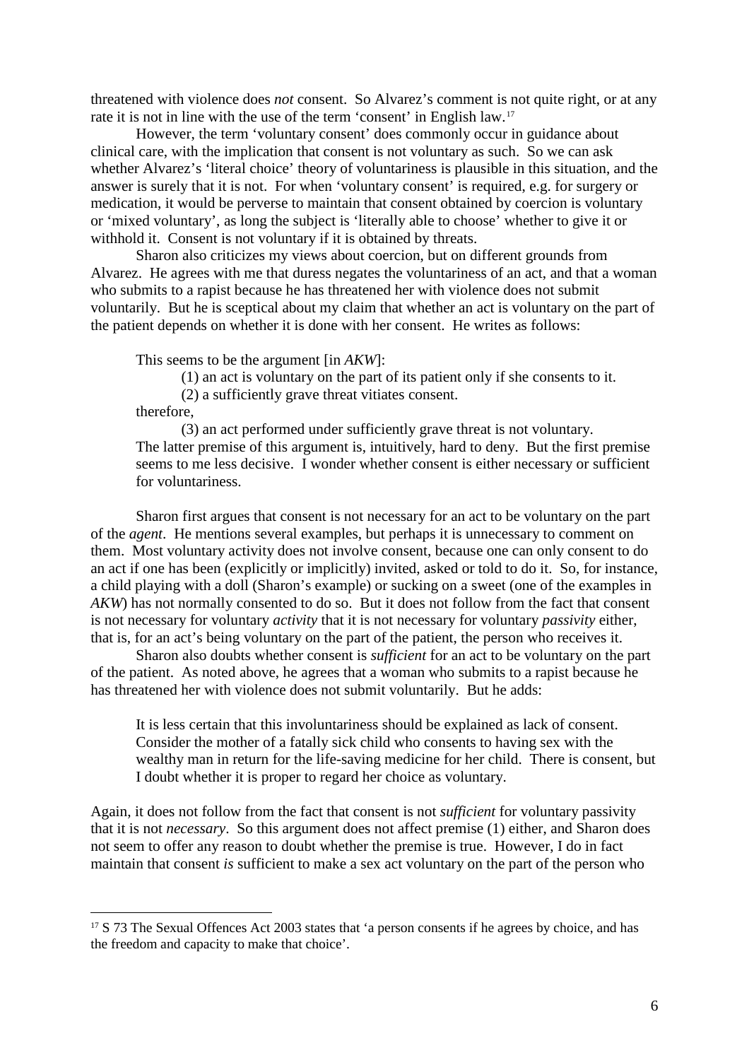threatened with violence does *not* consent. So Alvarez's comment is not quite right, or at any rate it is not in line with the use of the term 'consent' in English law.[17]

However, the term 'voluntary consent' does commonly occur in guidance about clinical care, with the implication that consent is not voluntary as such. So we can ask whether Alvarez's 'literal choice' theory of voluntariness is plausible in this situation, and the answer is surely that it is not. For when 'voluntary consent' is required, e.g. for surgery or medication, it would be perverse to maintain that consent obtained by coercion is voluntary or 'mixed voluntary', as long the subject is 'literally able to choose' whether to give it or withhold it. Consent is not voluntary if it is obtained by threats.

Sharon also criticizes my views about coercion, but on different grounds from Alvarez. He agrees with me that duress negates the voluntariness of an act, and that a woman who submits to a rapist because he has threatened her with violence does not submit voluntarily. But he is sceptical about my claim that whether an act is voluntary on the part of the patient depends on whether it is done with her consent. He writes as follows:

> This seems to be the argument [in *AKW*]:
>
> (1) an act is voluntary on the part of its patient only if she consents to it.
>
> (2) a sufficiently grave threat vitiates consent.
>
> therefore,
>
> (3) an act performed under sufficiently grave threat is not voluntary.
>
> The latter premise of this argument is, intuitively, hard to deny. But the first premise seems to me less decisive. I wonder whether consent is either necessary or sufficient for voluntariness.

Sharon first argues that consent is not necessary for an act to be voluntary on the part of the *agent*. He mentions several examples, but perhaps it is unnecessary to comment on them. Most voluntary activity does not involve consent, because one can only consent to do an act if one has been (explicitly or implicitly) invited, asked or told to do it. So, for instance, a child playing with a doll (Sharon's example) or sucking on a sweet (one of the examples in *AKW*) has not normally consented to do so. But it does not follow from the fact that consent is not necessary for voluntary *activity* that it is not necessary for voluntary *passivity* either, that is, for an act's being voluntary on the part of the patient, the person who receives it.

Sharon also doubts whether consent is *sufficient* for an act to be voluntary on the part of the patient. As noted above, he agrees that a woman who submits to a rapist because he has threatened her with violence does not submit voluntarily. But he adds:

> It is less certain that this involuntariness should be explained as lack of consent. Consider the mother of a fatally sick child who consents to having sex with the wealthy man in return for the life-saving medicine for her child. There is consent, but I doubt whether it is proper to regard her choice as voluntary.

Again, it does not follow from the fact that consent is not *sufficient* for voluntary passivity that it is not *necessary*. So this argument does not affect premise (1) either, and Sharon does not seem to offer any reason to doubt whether the premise is true. However, I do in fact maintain that consent *is* sufficient to make a sex act voluntary on the part of the person who

---

[17] S 73 The Sexual Offences Act 2003 states that 'a person consents if he agrees by choice, and has the freedom and capacity to make that choice'.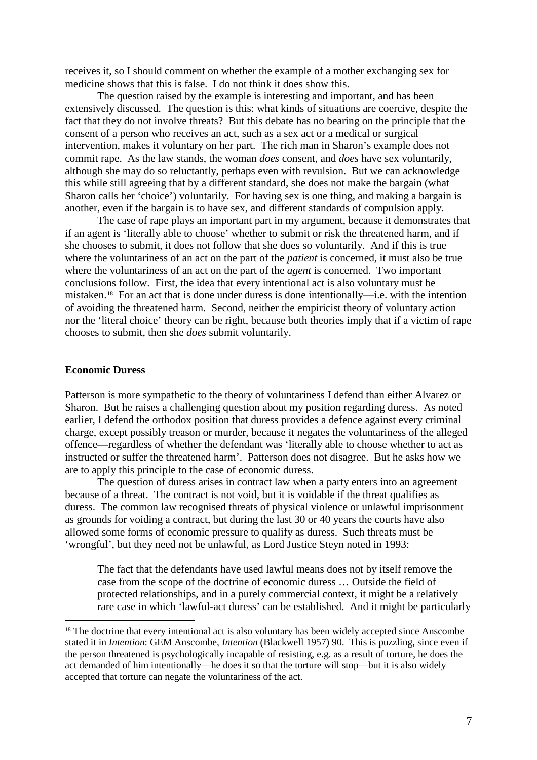receives it, so I should comment on whether the example of a mother exchanging sex for medicine shows that this is false. I do not think it does show this.

The question raised by the example is interesting and important, and has been extensively discussed. The question is this: what kinds of situations are coercive, despite the fact that they do not involve threats? But this debate has no bearing on the principle that the consent of a person who receives an act, such as a sex act or a medical or surgical intervention, makes it voluntary on her part. The rich man in Sharon's example does not commit rape. As the law stands, the woman *does* consent, and *does* have sex voluntarily, although she may do so reluctantly, perhaps even with revulsion. But we can acknowledge this while still agreeing that by a different standard, she does not make the bargain (what Sharon calls her 'choice') voluntarily. For having sex is one thing, and making a bargain is another, even if the bargain is to have sex, and different standards of compulsion apply.

The case of rape plays an important part in my argument, because it demonstrates that if an agent is 'literally able to choose' whether to submit or risk the threatened harm, and if she chooses to submit, it does not follow that she does so voluntarily. And if this is true where the voluntariness of an act on the part of the *patient* is concerned, it must also be true where the voluntariness of an act on the part of the *agent* is concerned. Two important conclusions follow. First, the idea that every intentional act is also voluntary must be mistaken.[18] For an act that is done under duress is done intentionally—i.e. with the intention of avoiding the threatened harm. Second, neither the empiricist theory of voluntary action nor the 'literal choice' theory can be right, because both theories imply that if a victim of rape chooses to submit, then she *does* submit voluntarily.

## Economic Duress

Patterson is more sympathetic to the theory of voluntariness I defend than either Alvarez or Sharon. But he raises a challenging question about my position regarding duress. As noted earlier, I defend the orthodox position that duress provides a defence against every criminal charge, except possibly treason or murder, because it negates the voluntariness of the alleged offence—regardless of whether the defendant was 'literally able to choose whether to act as instructed or suffer the threatened harm'. Patterson does not disagree. But he asks how we are to apply this principle to the case of economic duress.

The question of duress arises in contract law when a party enters into an agreement because of a threat. The contract is not void, but it is voidable if the threat qualifies as duress. The common law recognised threats of physical violence or unlawful imprisonment as grounds for voiding a contract, but during the last 30 or 40 years the courts have also allowed some forms of economic pressure to qualify as duress. Such threats must be 'wrongful', but they need not be unlawful, as Lord Justice Steyn noted in 1993:

> The fact that the defendants have used lawful means does not by itself remove the case from the scope of the doctrine of economic duress … Outside the field of protected relationships, and in a purely commercial context, it might be a relatively rare case in which 'lawful-act duress' can be established. And it might be particularly

---

[18] The doctrine that every intentional act is also voluntary has been widely accepted since Anscombe stated it in *Intention*: GEM Anscombe, *Intention* (Blackwell 1957) 90. This is puzzling, since even if the person threatened is psychologically incapable of resisting, e.g. as a result of torture, he does the act demanded of him intentionally—he does it so that the torture will stop—but it is also widely accepted that torture can negate the voluntariness of the act.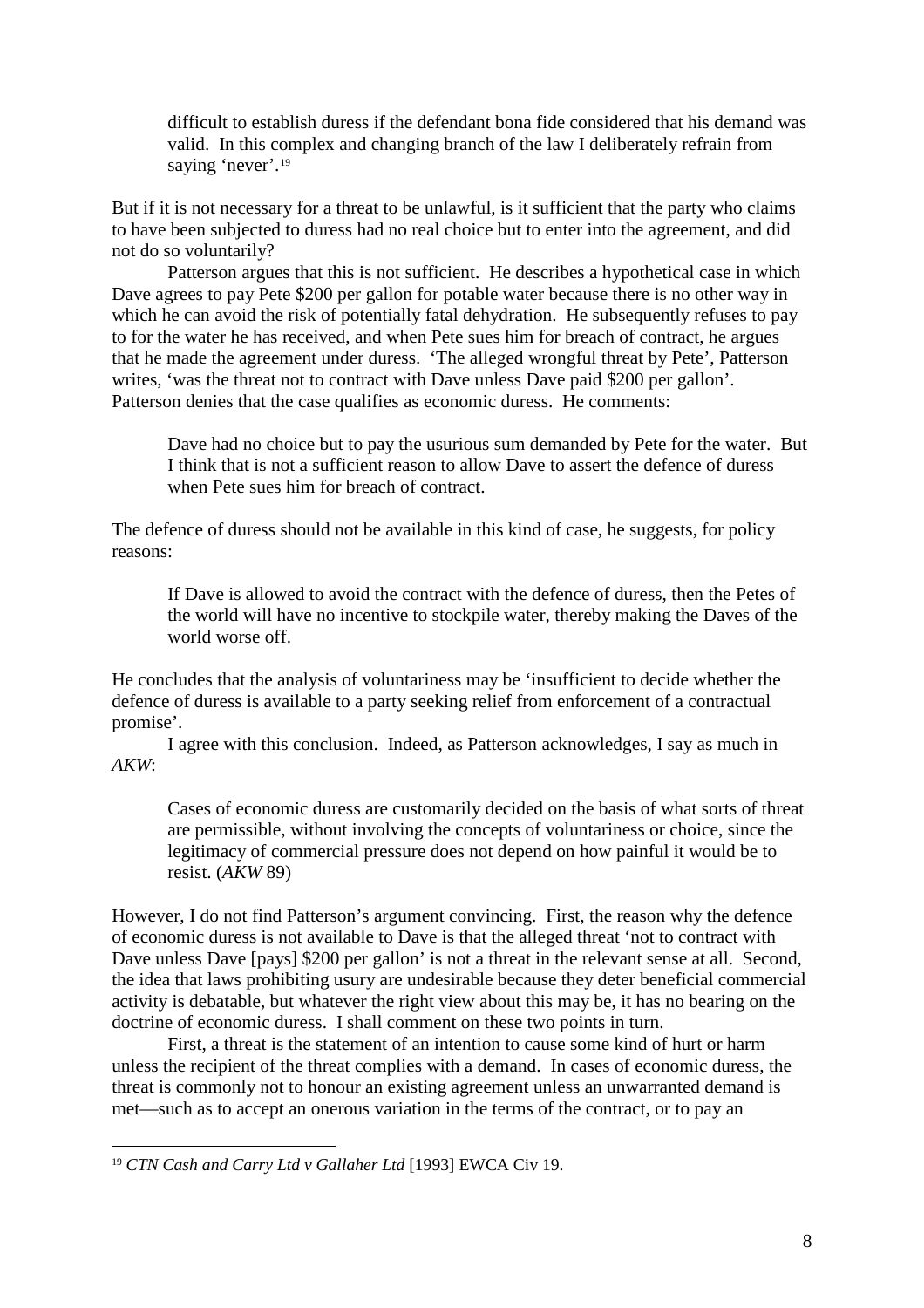> difficult to establish duress if the defendant bona fide considered that his demand was valid. In this complex and changing branch of the law I deliberately refrain from saying 'never'.[19]

But if it is not necessary for a threat to be unlawful, is it sufficient that the party who claims to have been subjected to duress had no real choice but to enter into the agreement, and did not do so voluntarily?

Patterson argues that this is not sufficient. He describes a hypothetical case in which Dave agrees to pay Pete $200 per gallon for potable water because there is no other way in which he can avoid the risk of potentially fatal dehydration. He subsequently refuses to pay to for the water he has received, and when Pete sues him for breach of contract, he argues that he made the agreement under duress. 'The alleged wrongful threat by Pete', Patterson writes, 'was the threat not to contract with Dave unless Dave paid $200 per gallon'. Patterson denies that the case qualifies as economic duress. He comments:

> Dave had no choice but to pay the usurious sum demanded by Pete for the water. But I think that is not a sufficient reason to allow Dave to assert the defence of duress when Pete sues him for breach of contract.

The defence of duress should not be available in this kind of case, he suggests, for policy reasons:

> If Dave is allowed to avoid the contract with the defence of duress, then the Petes of the world will have no incentive to stockpile water, thereby making the Daves of the world worse off.

He concludes that the analysis of voluntariness may be 'insufficient to decide whether the defence of duress is available to a party seeking relief from enforcement of a contractual promise'.

I agree with this conclusion. Indeed, as Patterson acknowledges, I say as much in *AKW*:

> Cases of economic duress are customarily decided on the basis of what sorts of threat are permissible, without involving the concepts of voluntariness or choice, since the legitimacy of commercial pressure does not depend on how painful it would be to resist. (*AKW* 89)

However, I do not find Patterson's argument convincing. First, the reason why the defence of economic duress is not available to Dave is that the alleged threat 'not to contract with Dave unless Dave [pays] $200 per gallon' is not a threat in the relevant sense at all. Second, the idea that laws prohibiting usury are undesirable because they deter beneficial commercial activity is debatable, but whatever the right view about this may be, it has no bearing on the doctrine of economic duress. I shall comment on these two points in turn.

First, a threat is the statement of an intention to cause some kind of hurt or harm unless the recipient of the threat complies with a demand. In cases of economic duress, the threat is commonly not to honour an existing agreement unless an unwarranted demand is met—such as to accept an onerous variation in the terms of the contract, or to pay an

---

[19] *CTN Cash and Carry Ltd v Gallaher Ltd* [1993] EWCA Civ 19.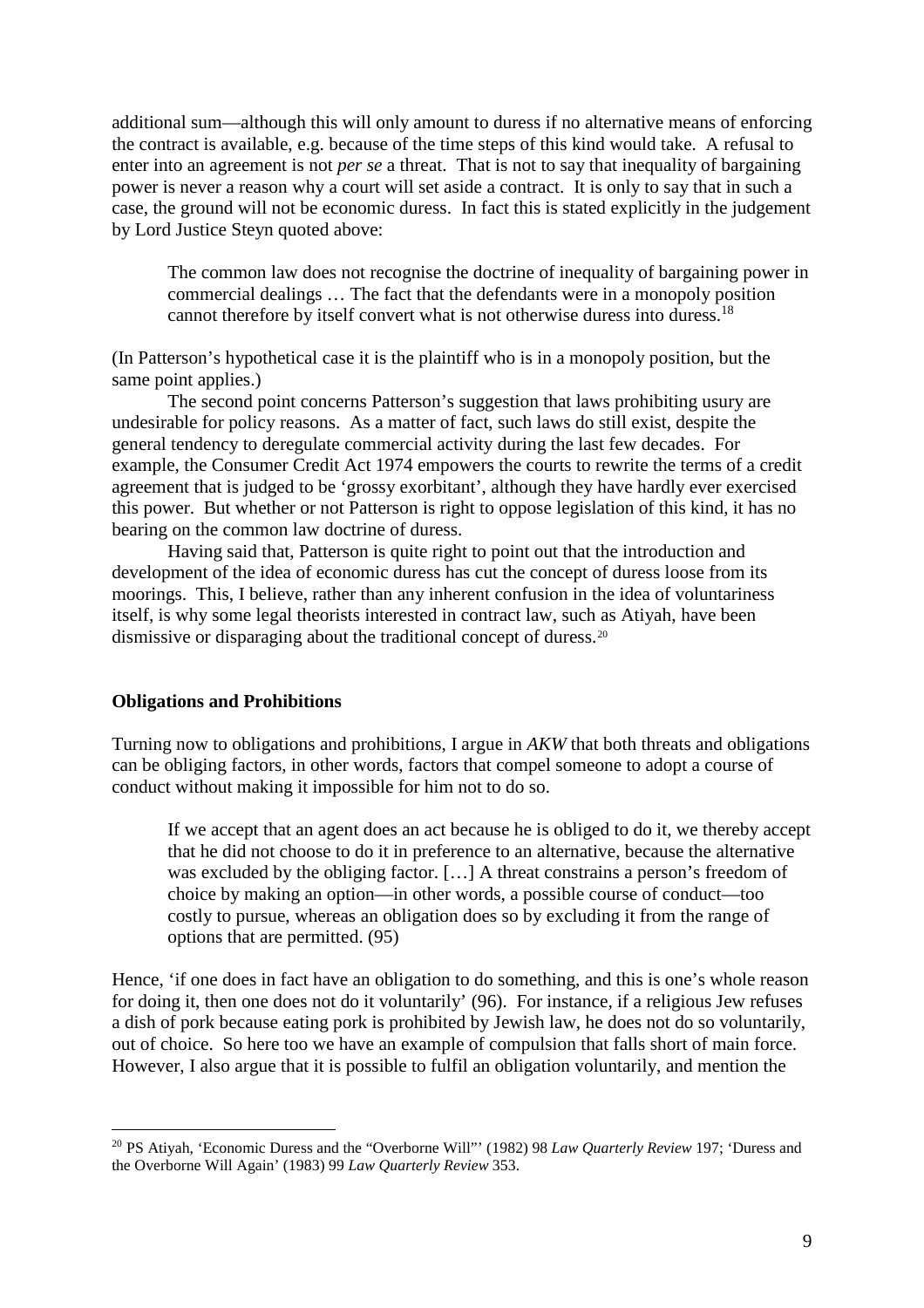additional sum—although this will only amount to duress if no alternative means of enforcing the contract is available, e.g. because of the time steps of this kind would take. A refusal to enter into an agreement is not *per se* a threat. That is not to say that inequality of bargaining power is never a reason why a court will set aside a contract. It is only to say that in such a case, the ground will not be economic duress. In fact this is stated explicitly in the judgement by Lord Justice Steyn quoted above:

> The common law does not recognise the doctrine of inequality of bargaining power in commercial dealings … The fact that the defendants were in a monopoly position cannot therefore by itself convert what is not otherwise duress into duress.[18]

(In Patterson's hypothetical case it is the plaintiff who is in a monopoly position, but the same point applies.)

The second point concerns Patterson's suggestion that laws prohibiting usury are undesirable for policy reasons. As a matter of fact, such laws do still exist, despite the general tendency to deregulate commercial activity during the last few decades. For example, the Consumer Credit Act 1974 empowers the courts to rewrite the terms of a credit agreement that is judged to be 'grossy exorbitant', although they have hardly ever exercised this power. But whether or not Patterson is right to oppose legislation of this kind, it has no bearing on the common law doctrine of duress.

Having said that, Patterson is quite right to point out that the introduction and development of the idea of economic duress has cut the concept of duress loose from its moorings. This, I believe, rather than any inherent confusion in the idea of voluntariness itself, is why some legal theorists interested in contract law, such as Atiyah, have been dismissive or disparaging about the traditional concept of duress.[20]

**Obligations and Prohibitions**

Turning now to obligations and prohibitions, I argue in *AKW* that both threats and obligations can be obliging factors, in other words, factors that compel someone to adopt a course of conduct without making it impossible for him not to do so.

> If we accept that an agent does an act because he is obliged to do it, we thereby accept that he did not choose to do it in preference to an alternative, because the alternative was excluded by the obliging factor. […] A threat constrains a person's freedom of choice by making an option—in other words, a possible course of conduct—too costly to pursue, whereas an obligation does so by excluding it from the range of options that are permitted. (95)

Hence, 'if one does in fact have an obligation to do something, and this is one's whole reason for doing it, then one does not do it voluntarily' (96). For instance, if a religious Jew refuses a dish of pork because eating pork is prohibited by Jewish law, he does not do so voluntarily, out of choice. So here too we have an example of compulsion that falls short of main force. However, I also argue that it is possible to fulfil an obligation voluntarily, and mention the

[20] PS Atiyah, 'Economic Duress and the "Overborne Will"' (1982) 98 *Law Quarterly Review* 197; 'Duress and the Overborne Will Again' (1983) 99 *Law Quarterly Review* 353.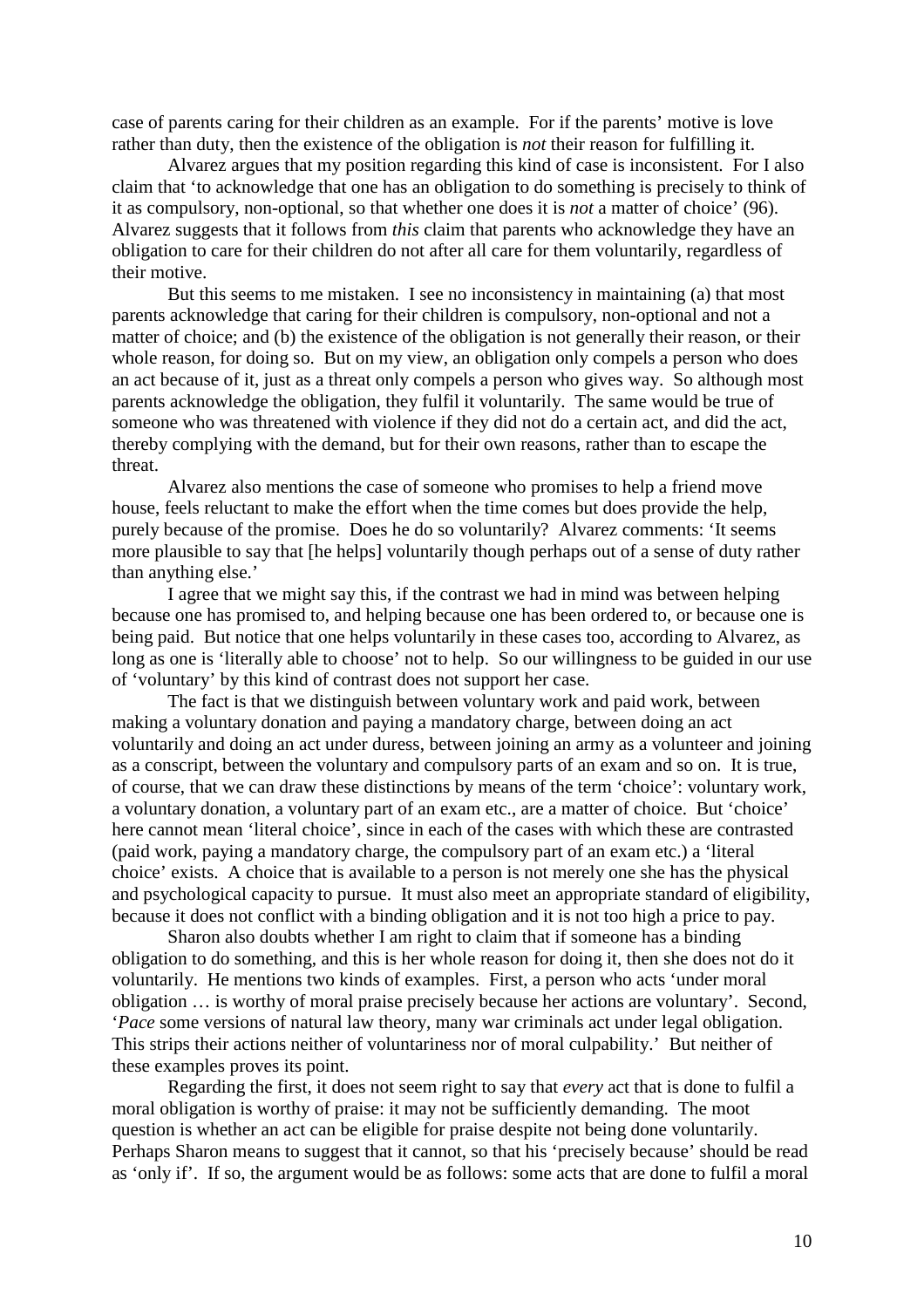case of parents caring for their children as an example. For if the parents' motive is love rather than duty, then the existence of the obligation is *not* their reason for fulfilling it.

Alvarez argues that my position regarding this kind of case is inconsistent. For I also claim that 'to acknowledge that one has an obligation to do something is precisely to think of it as compulsory, non-optional, so that whether one does it is *not* a matter of choice' (96). Alvarez suggests that it follows from *this* claim that parents who acknowledge they have an obligation to care for their children do not after all care for them voluntarily, regardless of their motive.

But this seems to me mistaken. I see no inconsistency in maintaining (a) that most parents acknowledge that caring for their children is compulsory, non-optional and not a matter of choice; and (b) the existence of the obligation is not generally their reason, or their whole reason, for doing so. But on my view, an obligation only compels a person who does an act because of it, just as a threat only compels a person who gives way. So although most parents acknowledge the obligation, they fulfil it voluntarily. The same would be true of someone who was threatened with violence if they did not do a certain act, and did the act, thereby complying with the demand, but for their own reasons, rather than to escape the threat.

Alvarez also mentions the case of someone who promises to help a friend move house, feels reluctant to make the effort when the time comes but does provide the help, purely because of the promise. Does he do so voluntarily? Alvarez comments: 'It seems more plausible to say that [he helps] voluntarily though perhaps out of a sense of duty rather than anything else.'

I agree that we might say this, if the contrast we had in mind was between helping because one has promised to, and helping because one has been ordered to, or because one is being paid. But notice that one helps voluntarily in these cases too, according to Alvarez, as long as one is 'literally able to choose' not to help. So our willingness to be guided in our use of 'voluntary' by this kind of contrast does not support her case.

The fact is that we distinguish between voluntary work and paid work, between making a voluntary donation and paying a mandatory charge, between doing an act voluntarily and doing an act under duress, between joining an army as a volunteer and joining as a conscript, between the voluntary and compulsory parts of an exam and so on. It is true, of course, that we can draw these distinctions by means of the term 'choice': voluntary work, a voluntary donation, a voluntary part of an exam etc., are a matter of choice. But 'choice' here cannot mean 'literal choice', since in each of the cases with which these are contrasted (paid work, paying a mandatory charge, the compulsory part of an exam etc.) a 'literal choice' exists. A choice that is available to a person is not merely one she has the physical and psychological capacity to pursue. It must also meet an appropriate standard of eligibility, because it does not conflict with a binding obligation and it is not too high a price to pay.

Sharon also doubts whether I am right to claim that if someone has a binding obligation to do something, and this is her whole reason for doing it, then she does not do it voluntarily. He mentions two kinds of examples. First, a person who acts 'under moral obligation … is worthy of moral praise precisely because her actions are voluntary'. Second, '*Pace* some versions of natural law theory, many war criminals act under legal obligation. This strips their actions neither of voluntariness nor of moral culpability.' But neither of these examples proves its point.

Regarding the first, it does not seem right to say that *every* act that is done to fulfil a moral obligation is worthy of praise: it may not be sufficiently demanding. The moot question is whether an act can be eligible for praise despite not being done voluntarily. Perhaps Sharon means to suggest that it cannot, so that his 'precisely because' should be read as 'only if'. If so, the argument would be as follows: some acts that are done to fulfil a moral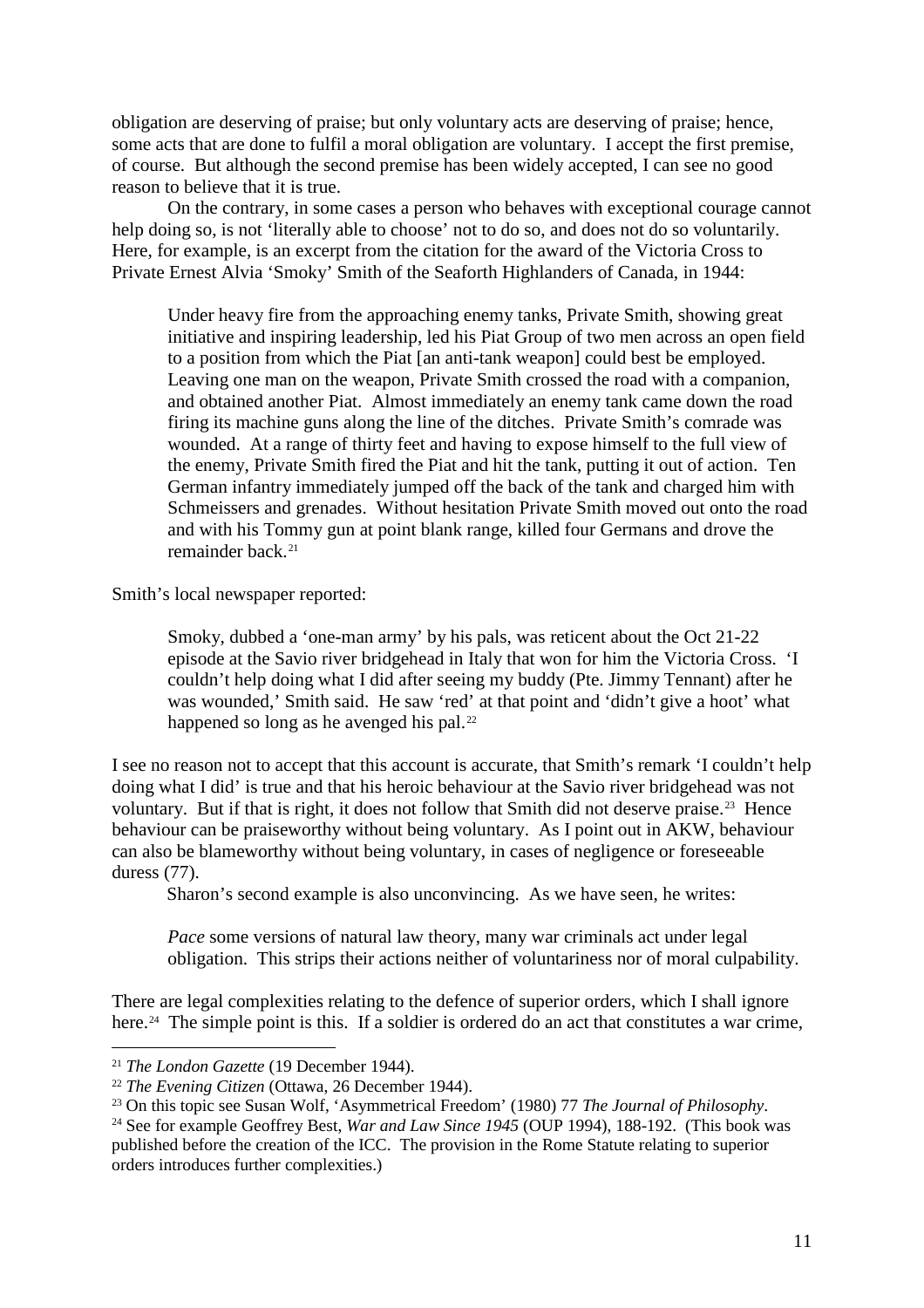obligation are deserving of praise; but only voluntary acts are deserving of praise; hence, some acts that are done to fulfil a moral obligation are voluntary. I accept the first premise, of course. But although the second premise has been widely accepted, I can see no good reason to believe that it is true.

On the contrary, in some cases a person who behaves with exceptional courage cannot help doing so, is not 'literally able to choose' not to do so, and does not do so voluntarily. Here, for example, is an excerpt from the citation for the award of the Victoria Cross to Private Ernest Alvia 'Smoky' Smith of the Seaforth Highlanders of Canada, in 1944:

> Under heavy fire from the approaching enemy tanks, Private Smith, showing great initiative and inspiring leadership, led his Piat Group of two men across an open field to a position from which the Piat [an anti-tank weapon] could best be employed. Leaving one man on the weapon, Private Smith crossed the road with a companion, and obtained another Piat. Almost immediately an enemy tank came down the road firing its machine guns along the line of the ditches. Private Smith's comrade was wounded. At a range of thirty feet and having to expose himself to the full view of the enemy, Private Smith fired the Piat and hit the tank, putting it out of action. Ten German infantry immediately jumped off the back of the tank and charged him with Schmeissers and grenades. Without hesitation Private Smith moved out onto the road and with his Tommy gun at point blank range, killed four Germans and drove the remainder back.[21]

Smith's local newspaper reported:

> Smoky, dubbed a 'one-man army' by his pals, was reticent about the Oct 21-22 episode at the Savio river bridgehead in Italy that won for him the Victoria Cross. 'I couldn't help doing what I did after seeing my buddy (Pte. Jimmy Tennant) after he was wounded,' Smith said. He saw 'red' at that point and 'didn't give a hoot' what happened so long as he avenged his pal.[22]

I see no reason not to accept that this account is accurate, that Smith's remark 'I couldn't help doing what I did' is true and that his heroic behaviour at the Savio river bridgehead was not voluntary. But if that is right, it does not follow that Smith did not deserve praise.[23] Hence behaviour can be praiseworthy without being voluntary. As I point out in AKW, behaviour can also be blameworthy without being voluntary, in cases of negligence or foreseeable duress (77).

Sharon's second example is also unconvincing. As we have seen, he writes:

> *Pace* some versions of natural law theory, many war criminals act under legal obligation. This strips their actions neither of voluntariness nor of moral culpability.

There are legal complexities relating to the defence of superior orders, which I shall ignore here.[24] The simple point is this. If a soldier is ordered do an act that constitutes a war crime,

---

[21] *The London Gazette* (19 December 1944).

[22] *The Evening Citizen* (Ottawa, 26 December 1944).

[23] On this topic see Susan Wolf, 'Asymmetrical Freedom' (1980) 77 *The Journal of Philosophy*.

[24] See for example Geoffrey Best, *War and Law Since 1945* (OUP 1994), 188-192. (This book was published before the creation of the ICC. The provision in the Rome Statute relating to superior orders introduces further complexities.)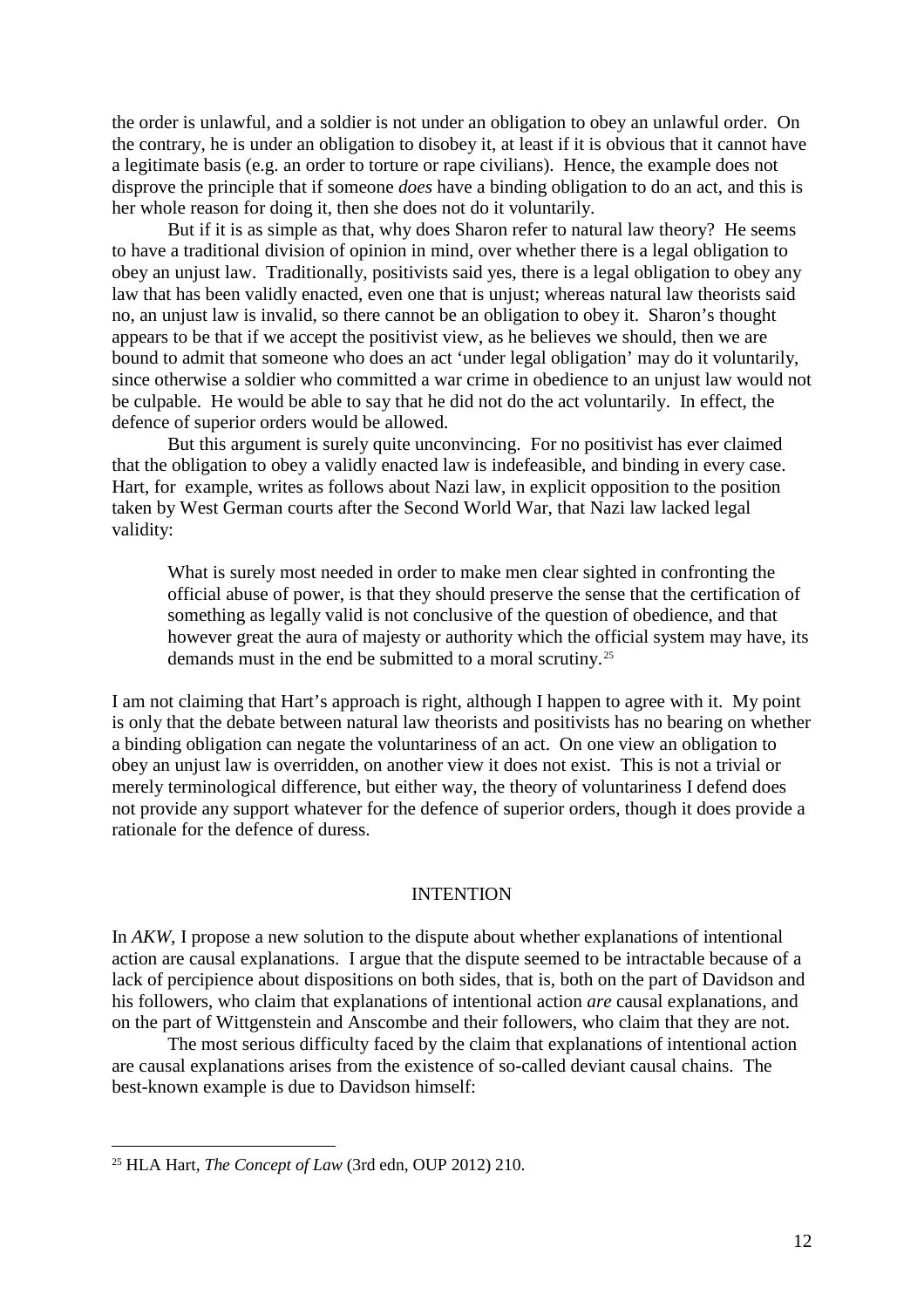the order is unlawful, and a soldier is not under an obligation to obey an unlawful order. On the contrary, he is under an obligation to disobey it, at least if it is obvious that it cannot have a legitimate basis (e.g. an order to torture or rape civilians). Hence, the example does not disprove the principle that if someone *does* have a binding obligation to do an act, and this is her whole reason for doing it, then she does not do it voluntarily.

But if it is as simple as that, why does Sharon refer to natural law theory? He seems to have a traditional division of opinion in mind, over whether there is a legal obligation to obey an unjust law. Traditionally, positivists said yes, there is a legal obligation to obey any law that has been validly enacted, even one that is unjust; whereas natural law theorists said no, an unjust law is invalid, so there cannot be an obligation to obey it. Sharon's thought appears to be that if we accept the positivist view, as he believes we should, then we are bound to admit that someone who does an act 'under legal obligation' may do it voluntarily, since otherwise a soldier who committed a war crime in obedience to an unjust law would not be culpable. He would be able to say that he did not do the act voluntarily. In effect, the defence of superior orders would be allowed.

But this argument is surely quite unconvincing. For no positivist has ever claimed that the obligation to obey a validly enacted law is indefeasible, and binding in every case. Hart, for example, writes as follows about Nazi law, in explicit opposition to the position taken by West German courts after the Second World War, that Nazi law lacked legal validity:

> What is surely most needed in order to make men clear sighted in confronting the official abuse of power, is that they should preserve the sense that the certification of something as legally valid is not conclusive of the question of obedience, and that however great the aura of majesty or authority which the official system may have, its demands must in the end be submitted to a moral scrutiny.[25]

I am not claiming that Hart's approach is right, although I happen to agree with it. My point is only that the debate between natural law theorists and positivists has no bearing on whether a binding obligation can negate the voluntariness of an act. On one view an obligation to obey an unjust law is overridden, on another view it does not exist. This is not a trivial or merely terminological difference, but either way, the theory of voluntariness I defend does not provide any support whatever for the defence of superior orders, though it does provide a rationale for the defence of duress.

## INTENTION

In *AKW*, I propose a new solution to the dispute about whether explanations of intentional action are causal explanations. I argue that the dispute seemed to be intractable because of a lack of percipience about dispositions on both sides, that is, both on the part of Davidson and his followers, who claim that explanations of intentional action *are* causal explanations, and on the part of Wittgenstein and Anscombe and their followers, who claim that they are not.

The most serious difficulty faced by the claim that explanations of intentional action are causal explanations arises from the existence of so-called deviant causal chains. The best-known example is due to Davidson himself:

---

[25] HLA Hart, *The Concept of Law* (3rd edn, OUP 2012) 210.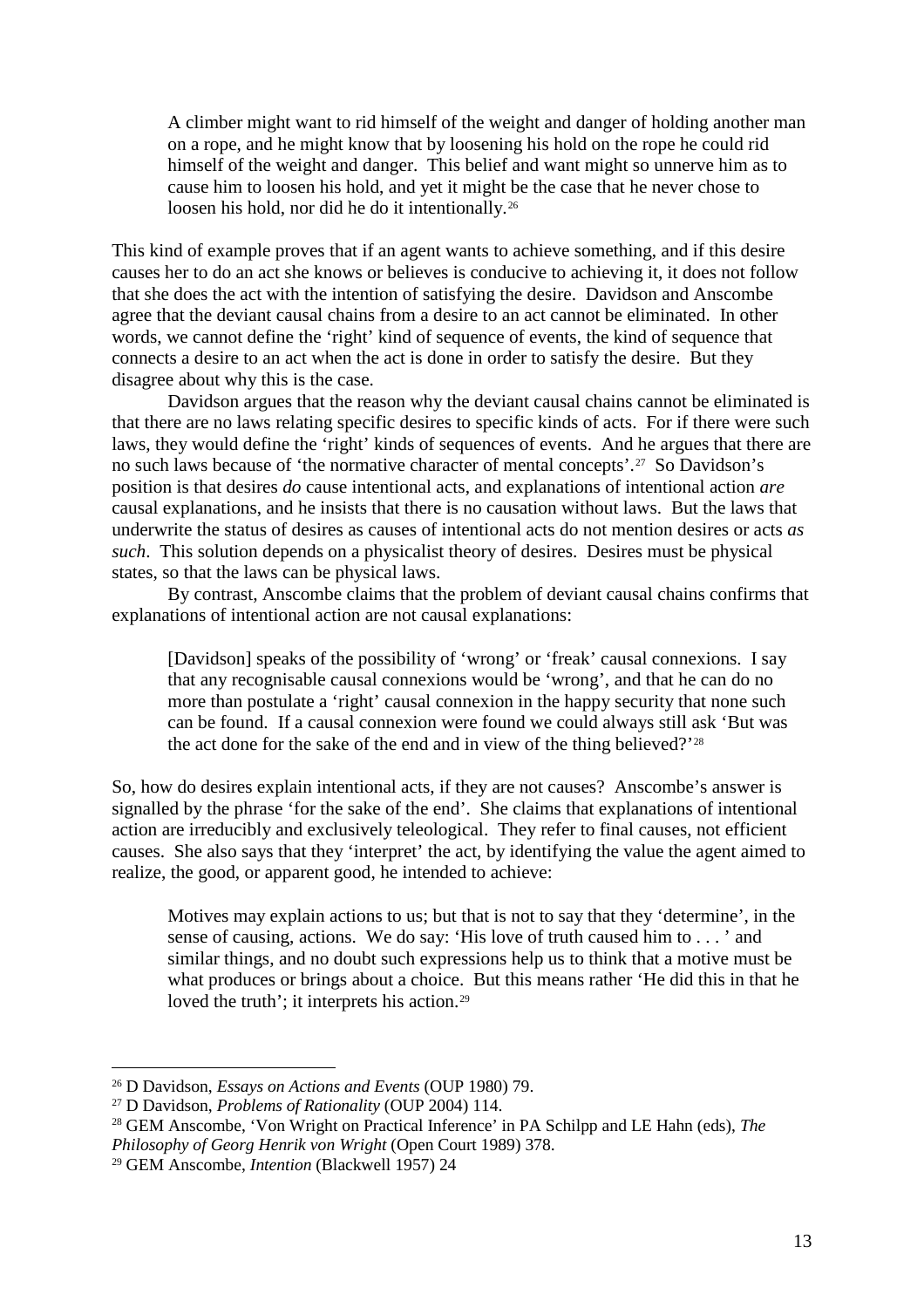> A climber might want to rid himself of the weight and danger of holding another man on a rope, and he might know that by loosening his hold on the rope he could rid himself of the weight and danger. This belief and want might so unnerve him as to cause him to loosen his hold, and yet it might be the case that he never chose to loosen his hold, nor did he do it intentionally.[26]

This kind of example proves that if an agent wants to achieve something, and if this desire causes her to do an act she knows or believes is conducive to achieving it, it does not follow that she does the act with the intention of satisfying the desire. Davidson and Anscombe agree that the deviant causal chains from a desire to an act cannot be eliminated. In other words, we cannot define the 'right' kind of sequence of events, the kind of sequence that connects a desire to an act when the act is done in order to satisfy the desire. But they disagree about why this is the case.

Davidson argues that the reason why the deviant causal chains cannot be eliminated is that there are no laws relating specific desires to specific kinds of acts. For if there were such laws, they would define the 'right' kinds of sequences of events. And he argues that there are no such laws because of 'the normative character of mental concepts'.[27] So Davidson's position is that desires *do* cause intentional acts, and explanations of intentional action *are* causal explanations, and he insists that there is no causation without laws. But the laws that underwrite the status of desires as causes of intentional acts do not mention desires or acts *as such*. This solution depends on a physicalist theory of desires. Desires must be physical states, so that the laws can be physical laws.

By contrast, Anscombe claims that the problem of deviant causal chains confirms that explanations of intentional action are not causal explanations:

> [Davidson] speaks of the possibility of 'wrong' or 'freak' causal connexions. I say that any recognisable causal connexions would be 'wrong', and that he can do no more than postulate a 'right' causal connexion in the happy security that none such can be found. If a causal connexion were found we could always still ask 'But was the act done for the sake of the end and in view of the thing believed?'[28]

So, how do desires explain intentional acts, if they are not causes? Anscombe's answer is signalled by the phrase 'for the sake of the end'. She claims that explanations of intentional action are irreducibly and exclusively teleological. They refer to final causes, not efficient causes. She also says that they 'interpret' the act, by identifying the value the agent aimed to realize, the good, or apparent good, he intended to achieve:

> Motives may explain actions to us; but that is not to say that they 'determine', in the sense of causing, actions. We do say: 'His love of truth caused him to . . . ' and similar things, and no doubt such expressions help us to think that a motive must be what produces or brings about a choice. But this means rather 'He did this in that he loved the truth'; it interprets his action.[29]

---

[26] D Davidson, *Essays on Actions and Events* (OUP 1980) 79.

[27] D Davidson, *Problems of Rationality* (OUP 2004) 114.

[28] GEM Anscombe, 'Von Wright on Practical Inference' in PA Schilpp and LE Hahn (eds), *The Philosophy of Georg Henrik von Wright* (Open Court 1989) 378.

[29] GEM Anscombe, *Intention* (Blackwell 1957) 24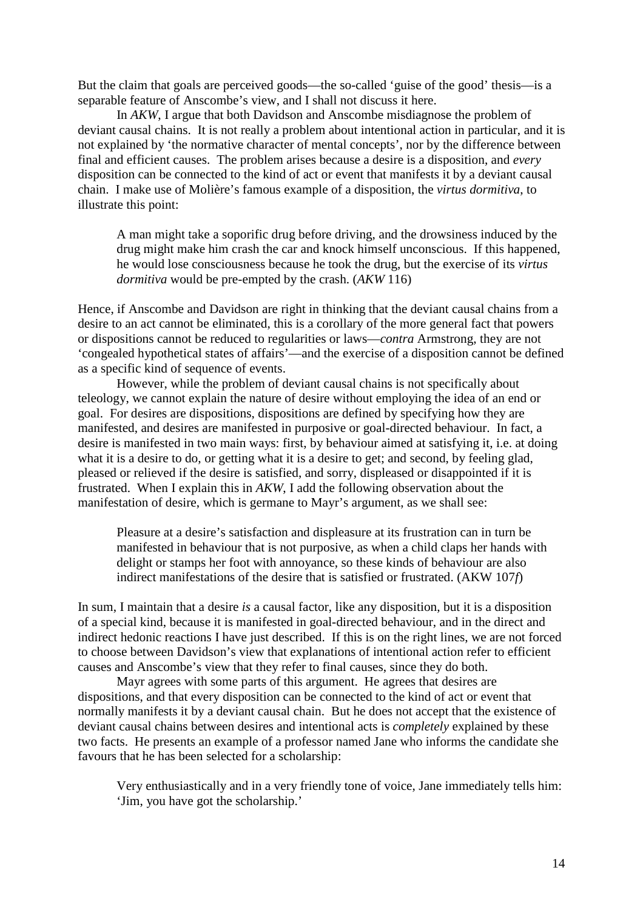But the claim that goals are perceived goods—the so-called 'guise of the good' thesis—is a separable feature of Anscombe's view, and I shall not discuss it here.

In *AKW*, I argue that both Davidson and Anscombe misdiagnose the problem of deviant causal chains. It is not really a problem about intentional action in particular, and it is not explained by 'the normative character of mental concepts', nor by the difference between final and efficient causes. The problem arises because a desire is a disposition, and *every* disposition can be connected to the kind of act or event that manifests it by a deviant causal chain. I make use of Molière's famous example of a disposition, the *virtus dormitiva*, to illustrate this point:

> A man might take a soporific drug before driving, and the drowsiness induced by the drug might make him crash the car and knock himself unconscious. If this happened, he would lose consciousness because he took the drug, but the exercise of its *virtus dormitiva* would be pre-empted by the crash. (*AKW* 116)

Hence, if Anscombe and Davidson are right in thinking that the deviant causal chains from a desire to an act cannot be eliminated, this is a corollary of the more general fact that powers or dispositions cannot be reduced to regularities or laws—*contra* Armstrong, they are not 'congealed hypothetical states of affairs'—and the exercise of a disposition cannot be defined as a specific kind of sequence of events.

However, while the problem of deviant causal chains is not specifically about teleology, we cannot explain the nature of desire without employing the idea of an end or goal. For desires are dispositions, dispositions are defined by specifying how they are manifested, and desires are manifested in purposive or goal-directed behaviour. In fact, a desire is manifested in two main ways: first, by behaviour aimed at satisfying it, i.e. at doing what it is a desire to do, or getting what it is a desire to get; and second, by feeling glad, pleased or relieved if the desire is satisfied, and sorry, displeased or disappointed if it is frustrated. When I explain this in *AKW*, I add the following observation about the manifestation of desire, which is germane to Mayr's argument, as we shall see:

> Pleasure at a desire's satisfaction and displeasure at its frustration can in turn be manifested in behaviour that is not purposive, as when a child claps her hands with delight or stamps her foot with annoyance, so these kinds of behaviour are also indirect manifestations of the desire that is satisfied or frustrated. (AKW 107*f*)

In sum, I maintain that a desire *is* a causal factor, like any disposition, but it is a disposition of a special kind, because it is manifested in goal-directed behaviour, and in the direct and indirect hedonic reactions I have just described. If this is on the right lines, we are not forced to choose between Davidson's view that explanations of intentional action refer to efficient causes and Anscombe's view that they refer to final causes, since they do both.

Mayr agrees with some parts of this argument. He agrees that desires are dispositions, and that every disposition can be connected to the kind of act or event that normally manifests it by a deviant causal chain. But he does not accept that the existence of deviant causal chains between desires and intentional acts is *completely* explained by these two facts. He presents an example of a professor named Jane who informs the candidate she favours that he has been selected for a scholarship:

> Very enthusiastically and in a very friendly tone of voice, Jane immediately tells him: 'Jim, you have got the scholarship.'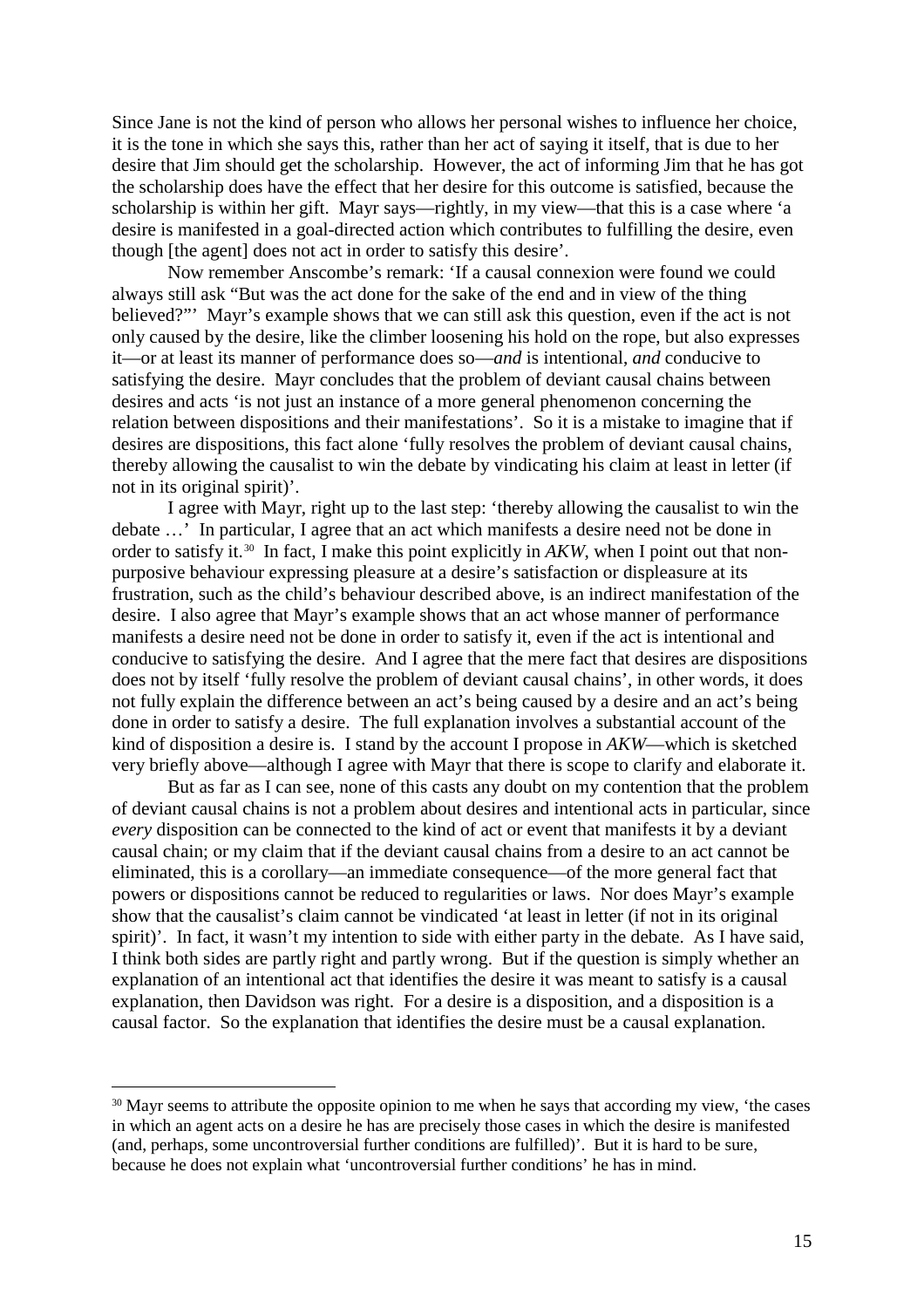Since Jane is not the kind of person who allows her personal wishes to influence her choice, it is the tone in which she says this, rather than her act of saying it itself, that is due to her desire that Jim should get the scholarship. However, the act of informing Jim that he has got the scholarship does have the effect that her desire for this outcome is satisfied, because the scholarship is within her gift. Mayr says—rightly, in my view—that this is a case where 'a desire is manifested in a goal-directed action which contributes to fulfilling the desire, even though [the agent] does not act in order to satisfy this desire'.

Now remember Anscombe's remark: 'If a causal connexion were found we could always still ask "But was the act done for the sake of the end and in view of the thing believed?"' Mayr's example shows that we can still ask this question, even if the act is not only caused by the desire, like the climber loosening his hold on the rope, but also expresses it—or at least its manner of performance does so—*and* is intentional, *and* conducive to satisfying the desire. Mayr concludes that the problem of deviant causal chains between desires and acts 'is not just an instance of a more general phenomenon concerning the relation between dispositions and their manifestations'. So it is a mistake to imagine that if desires are dispositions, this fact alone 'fully resolves the problem of deviant causal chains, thereby allowing the causalist to win the debate by vindicating his claim at least in letter (if not in its original spirit)'.

I agree with Mayr, right up to the last step: 'thereby allowing the causalist to win the debate …' In particular, I agree that an act which manifests a desire need not be done in order to satisfy it.[30] In fact, I make this point explicitly in *AKW*, when I point out that non-purposive behaviour expressing pleasure at a desire's satisfaction or displeasure at its frustration, such as the child's behaviour described above, is an indirect manifestation of the desire. I also agree that Mayr's example shows that an act whose manner of performance manifests a desire need not be done in order to satisfy it, even if the act is intentional and conducive to satisfying the desire. And I agree that the mere fact that desires are dispositions does not by itself 'fully resolve the problem of deviant causal chains', in other words, it does not fully explain the difference between an act's being caused by a desire and an act's being done in order to satisfy a desire. The full explanation involves a substantial account of the kind of disposition a desire is. I stand by the account I propose in *AKW*—which is sketched very briefly above—although I agree with Mayr that there is scope to clarify and elaborate it.

But as far as I can see, none of this casts any doubt on my contention that the problem of deviant causal chains is not a problem about desires and intentional acts in particular, since *every* disposition can be connected to the kind of act or event that manifests it by a deviant causal chain; or my claim that if the deviant causal chains from a desire to an act cannot be eliminated, this is a corollary—an immediate consequence—of the more general fact that powers or dispositions cannot be reduced to regularities or laws. Nor does Mayr's example show that the causalist's claim cannot be vindicated 'at least in letter (if not in its original spirit)'. In fact, it wasn't my intention to side with either party in the debate. As I have said, I think both sides are partly right and partly wrong. But if the question is simply whether an explanation of an intentional act that identifies the desire it was meant to satisfy is a causal explanation, then Davidson was right. For a desire is a disposition, and a disposition is a causal factor. So the explanation that identifies the desire must be a causal explanation.

---

[30] Mayr seems to attribute the opposite opinion to me when he says that according my view, 'the cases in which an agent acts on a desire he has are precisely those cases in which the desire is manifested (and, perhaps, some uncontroversial further conditions are fulfilled)'. But it is hard to be sure, because he does not explain what 'uncontroversial further conditions' he has in mind.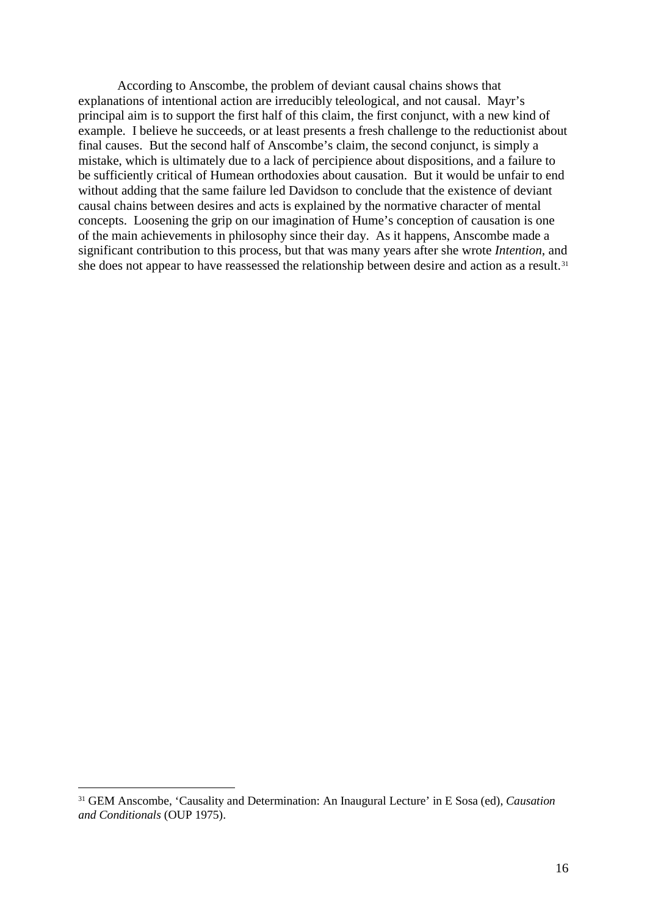According to Anscombe, the problem of deviant causal chains shows that explanations of intentional action are irreducibly teleological, and not causal. Mayr's principal aim is to support the first half of this claim, the first conjunct, with a new kind of example. I believe he succeeds, or at least presents a fresh challenge to the reductionist about final causes. But the second half of Anscombe's claim, the second conjunct, is simply a mistake, which is ultimately due to a lack of percipience about dispositions, and a failure to be sufficiently critical of Humean orthodoxies about causation. But it would be unfair to end without adding that the same failure led Davidson to conclude that the existence of deviant causal chains between desires and acts is explained by the normative character of mental concepts. Loosening the grip on our imagination of Hume's conception of causation is one of the main achievements in philosophy since their day. As it happens, Anscombe made a significant contribution to this process, but that was many years after she wrote *Intention*, and she does not appear to have reassessed the relationship between desire and action as a result.[31]

---

[31] GEM Anscombe, 'Causality and Determination: An Inaugural Lecture' in E Sosa (ed), *Causation and Conditionals* (OUP 1975).